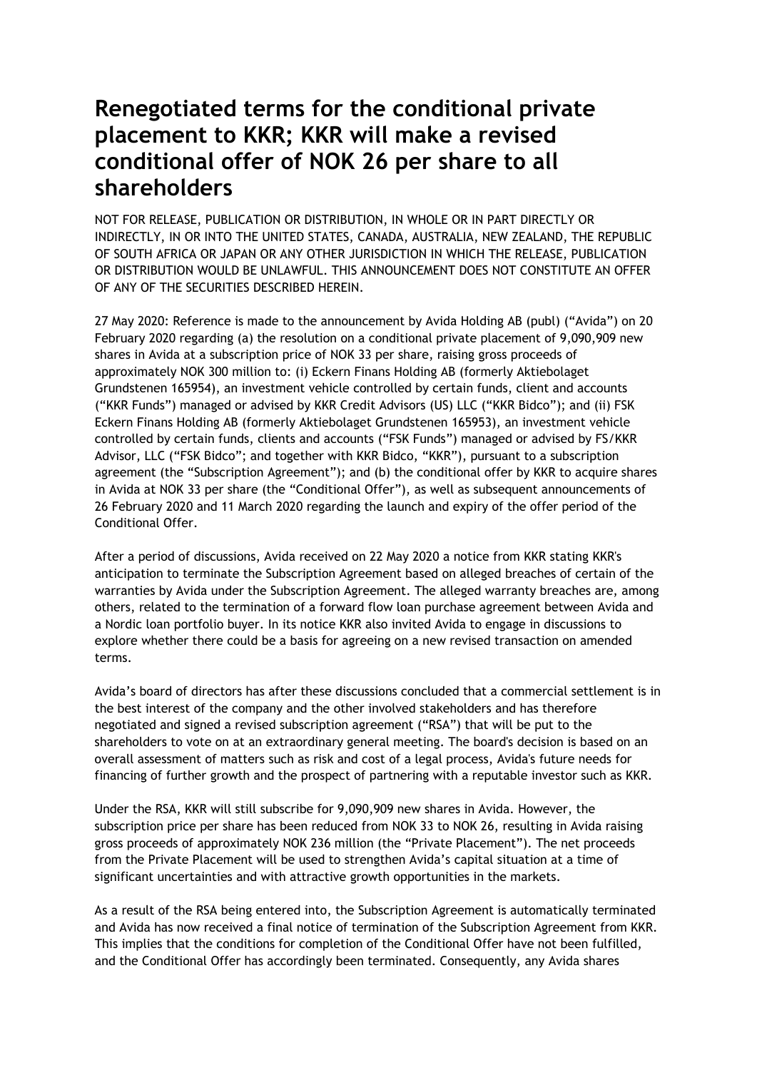# Renegotiated terms for the conditional private placement to KKR; KKR will make a revised conditional offer of NOK 26 per share to all shareholders

NOT FOR RELEASE, PUBLICATION OR DISTRIBUTION, IN WHOLE OR IN PART DIRECTLY OR INDIRECTLY, IN OR INTO THE UNITED STATES, CANADA, AUSTRALIA, NEW ZEALAND, THE REPUBLIC OF SOUTH AFRICA OR JAPAN OR ANY OTHER JURISDICTION IN WHICH THE RELEASE, PUBLICATION OR DISTRIBUTION WOULD BE UNLAWFUL. THIS ANNOUNCEMENT DOES NOT CONSTITUTE AN OFFER OF ANY OF THE SECURITIES DESCRIBED HEREIN.

27 May 2020: Reference is made to the announcement by Avida Holding AB (publ) ("Avida") on 20 February 2020 regarding (a) the resolution on a conditional private placement of 9,090,909 new shares in Avida at a subscription price of NOK 33 per share, raising gross proceeds of approximately NOK 300 million to: (i) Eckern Finans Holding AB (formerly Aktiebolaget Grundstenen 165954), an investment vehicle controlled by certain funds, client and accounts ("KKR Funds") managed or advised by KKR Credit Advisors (US) LLC ("KKR Bidco"); and (ii) FSK Eckern Finans Holding AB (formerly Aktiebolaget Grundstenen 165953), an investment vehicle controlled by certain funds, clients and accounts ("FSK Funds") managed or advised by FS/KKR Advisor, LLC ("FSK Bidco"; and together with KKR Bidco, "KKR"), pursuant to a subscription agreement (the "Subscription Agreement"); and (b) the conditional offer by KKR to acquire shares in Avida at NOK 33 per share (the "Conditional Offer"), as well as subsequent announcements of 26 February 2020 and 11 March 2020 regarding the launch and expiry of the offer period of the Conditional Offer.

After a period of discussions, Avida received on 22 May 2020 a notice from KKR stating KKR's anticipation to terminate the Subscription Agreement based on alleged breaches of certain of the warranties by Avida under the Subscription Agreement. The alleged warranty breaches are, among others, related to the termination of a forward flow loan purchase agreement between Avida and a Nordic loan portfolio buyer. In its notice KKR also invited Avida to engage in discussions to explore whether there could be a basis for agreeing on a new revised transaction on amended terms.

Avida's board of directors has after these discussions concluded that a commercial settlement is in the best interest of the company and the other involved stakeholders and has therefore negotiated and signed a revised subscription agreement ("RSA") that will be put to the shareholders to vote on at an extraordinary general meeting. The board's decision is based on an overall assessment of matters such as risk and cost of a legal process, Avida's future needs for financing of further growth and the prospect of partnering with a reputable investor such as KKR.

Under the RSA, KKR will still subscribe for 9,090,909 new shares in Avida. However, the subscription price per share has been reduced from NOK 33 to NOK 26, resulting in Avida raising gross proceeds of approximately NOK 236 million (the "Private Placement"). The net proceeds from the Private Placement will be used to strengthen Avida's capital situation at a time of significant uncertainties and with attractive growth opportunities in the markets.

As a result of the RSA being entered into, the Subscription Agreement is automatically terminated and Avida has now received a final notice of termination of the Subscription Agreement from KKR. This implies that the conditions for completion of the Conditional Offer have not been fulfilled, and the Conditional Offer has accordingly been terminated. Consequently, any Avida shares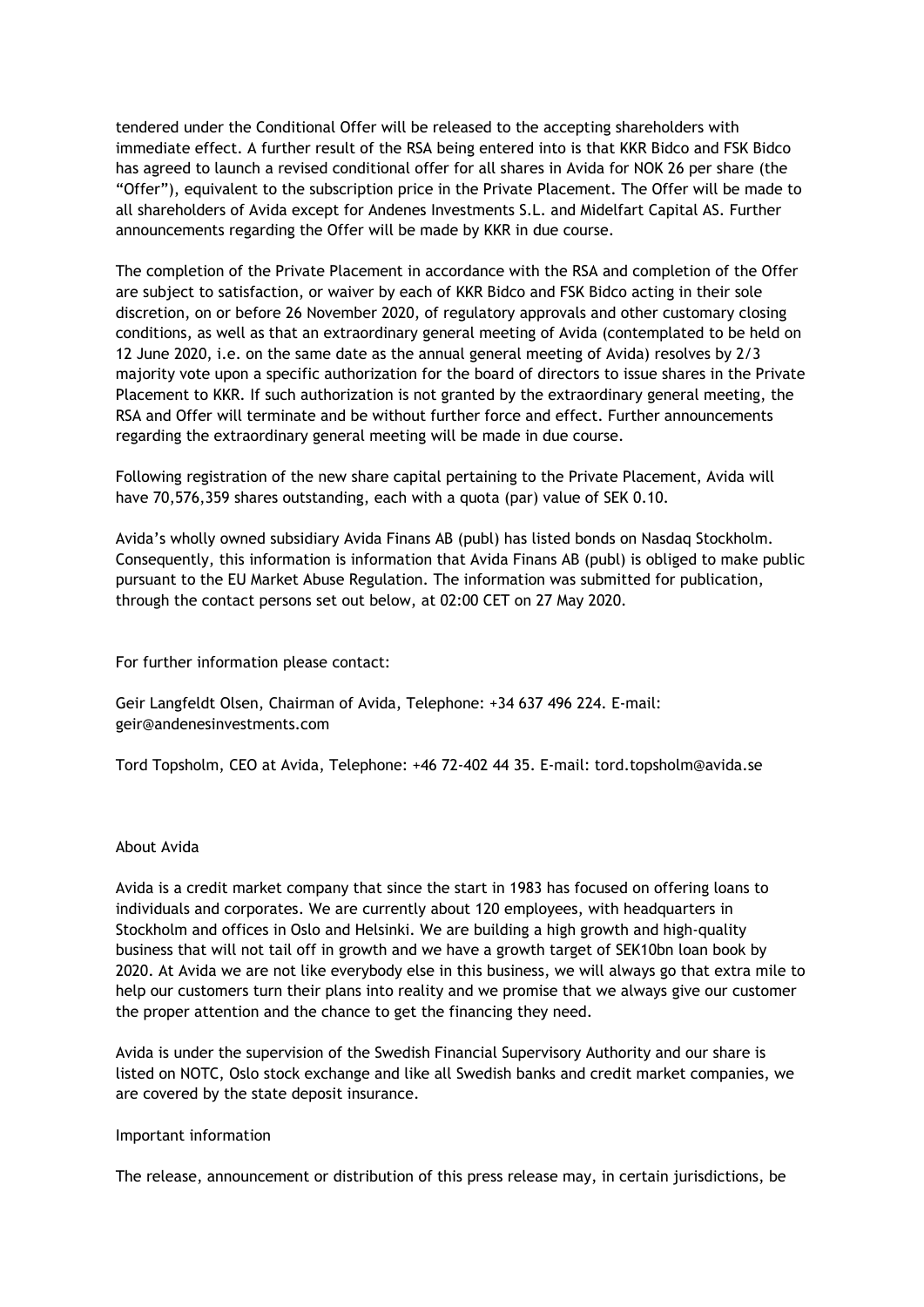tendered under the Conditional Offer will be released to the accepting shareholders with immediate effect. A further result of the RSA being entered into is that KKR Bidco and FSK Bidco has agreed to launch a revised conditional offer for all shares in Avida for NOK 26 per share (the "Offer"), equivalent to the subscription price in the Private Placement. The Offer will be made to all shareholders of Avida except for Andenes Investments S.L. and Midelfart Capital AS. Further announcements regarding the Offer will be made by KKR in due course.

The completion of the Private Placement in accordance with the RSA and completion of the Offer are subject to satisfaction, or waiver by each of KKR Bidco and FSK Bidco acting in their sole discretion, on or before 26 November 2020, of regulatory approvals and other customary closing conditions, as well as that an extraordinary general meeting of Avida (contemplated to be held on 12 June 2020, i.e. on the same date as the annual general meeting of Avida) resolves by 2/3 majority vote upon a specific authorization for the board of directors to issue shares in the Private Placement to KKR. If such authorization is not granted by the extraordinary general meeting, the RSA and Offer will terminate and be without further force and effect. Further announcements regarding the extraordinary general meeting will be made in due course.

Following registration of the new share capital pertaining to the Private Placement, Avida will have 70,576,359 shares outstanding, each with a quota (par) value of SEK 0.10.

Avida's wholly owned subsidiary Avida Finans AB (publ) has listed bonds on Nasdaq Stockholm. Consequently, this information is information that Avida Finans AB (publ) is obliged to make public pursuant to the EU Market Abuse Regulation. The information was submitted for publication, through the contact persons set out below, at 02:00 CET on 27 May 2020.

For further information please contact:

Geir Langfeldt Olsen, Chairman of Avida, Telephone: +34 637 496 224. E-mail: geir@andenesinvestments.com

Tord Topsholm, CEO at Avida, Telephone: +46 72-402 44 35. E-mail: tord.topsholm@avida.se

About Avida

Avida is a credit market company that since the start in 1983 has focused on offering loans to individuals and corporates. We are currently about 120 employees, with headquarters in Stockholm and offices in Oslo and Helsinki. We are building a high growth and high-quality business that will not tail off in growth and we have a growth target of SEK10bn loan book by 2020. At Avida we are not like everybody else in this business, we will always go that extra mile to help our customers turn their plans into reality and we promise that we always give our customer the proper attention and the chance to get the financing they need.

Avida is under the supervision of the Swedish Financial Supervisory Authority and our share is listed on NOTC, Oslo stock exchange and like all Swedish banks and credit market companies, we are covered by the state deposit insurance.

Important information

The release, announcement or distribution of this press release may, in certain jurisdictions, be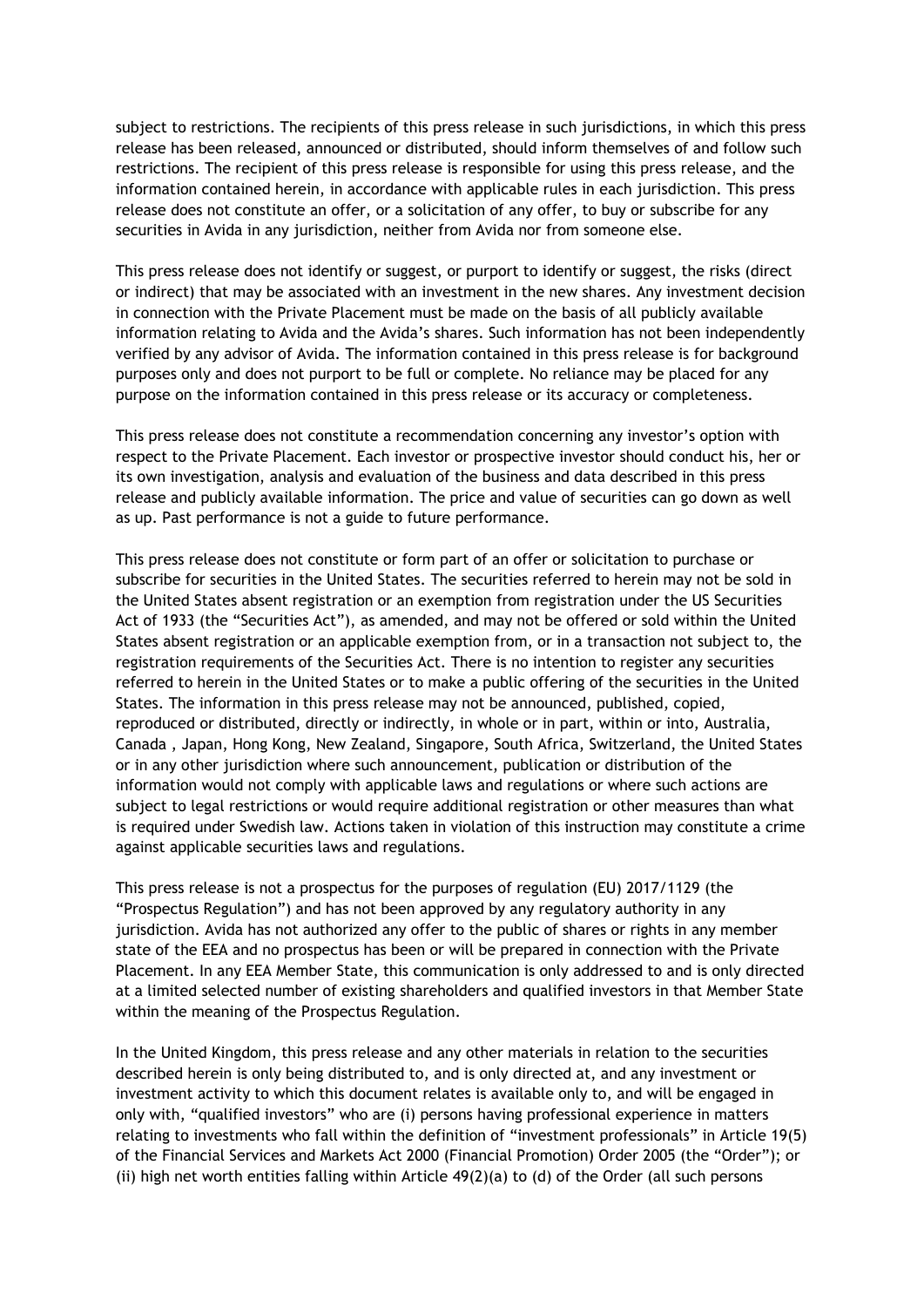subject to restrictions. The recipients of this press release in such jurisdictions, in which this press release has been released, announced or distributed, should inform themselves of and follow such restrictions. The recipient of this press release is responsible for using this press release, and the information contained herein, in accordance with applicable rules in each jurisdiction. This press release does not constitute an offer, or a solicitation of any offer, to buy or subscribe for any securities in Avida in any jurisdiction, neither from Avida nor from someone else.

This press release does not identify or suggest, or purport to identify or suggest, the risks (direct or indirect) that may be associated with an investment in the new shares. Any investment decision in connection with the Private Placement must be made on the basis of all publicly available information relating to Avida and the Avida's shares. Such information has not been independently verified by any advisor of Avida. The information contained in this press release is for background purposes only and does not purport to be full or complete. No reliance may be placed for any purpose on the information contained in this press release or its accuracy or completeness.

This press release does not constitute a recommendation concerning any investor's option with respect to the Private Placement. Each investor or prospective investor should conduct his, her or its own investigation, analysis and evaluation of the business and data described in this press release and publicly available information. The price and value of securities can go down as well as up. Past performance is not a guide to future performance.

This press release does not constitute or form part of an offer or solicitation to purchase or subscribe for securities in the United States. The securities referred to herein may not be sold in the United States absent registration or an exemption from registration under the US Securities Act of 1933 (the "Securities Act"), as amended, and may not be offered or sold within the United States absent registration or an applicable exemption from, or in a transaction not subject to, the registration requirements of the Securities Act. There is no intention to register any securities referred to herein in the United States or to make a public offering of the securities in the United States. The information in this press release may not be announced, published, copied, reproduced or distributed, directly or indirectly, in whole or in part, within or into, Australia, Canada , Japan, Hong Kong, New Zealand, Singapore, South Africa, Switzerland, the United States or in any other jurisdiction where such announcement, publication or distribution of the information would not comply with applicable laws and regulations or where such actions are subject to legal restrictions or would require additional registration or other measures than what is required under Swedish law. Actions taken in violation of this instruction may constitute a crime against applicable securities laws and regulations.

This press release is not a prospectus for the purposes of regulation (EU) 2017/1129 (the "Prospectus Regulation") and has not been approved by any regulatory authority in any jurisdiction. Avida has not authorized any offer to the public of shares or rights in any member state of the EEA and no prospectus has been or will be prepared in connection with the Private Placement. In any EEA Member State, this communication is only addressed to and is only directed at a limited selected number of existing shareholders and qualified investors in that Member State within the meaning of the Prospectus Regulation.

In the United Kingdom, this press release and any other materials in relation to the securities described herein is only being distributed to, and is only directed at, and any investment or investment activity to which this document relates is available only to, and will be engaged in only with, "qualified investors" who are (i) persons having professional experience in matters relating to investments who fall within the definition of "investment professionals" in Article 19(5) of the Financial Services and Markets Act 2000 (Financial Promotion) Order 2005 (the "Order"); or (ii) high net worth entities falling within Article 49(2)(a) to (d) of the Order (all such persons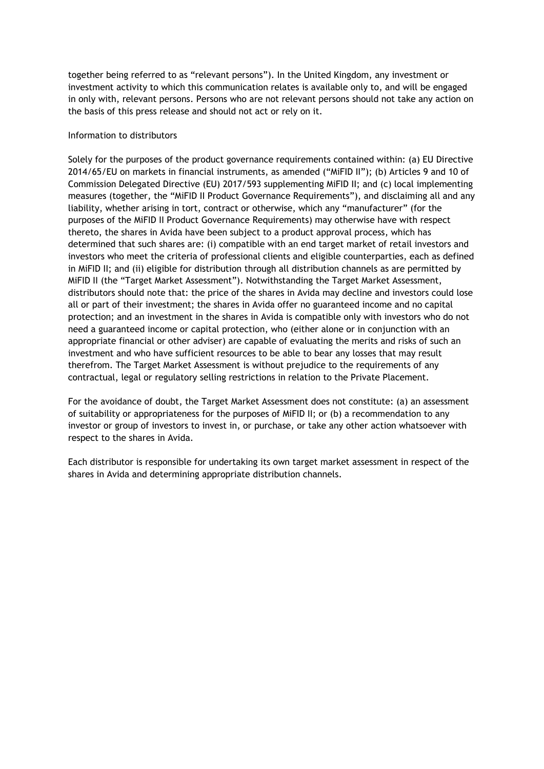together being referred to as "relevant persons"). In the United Kingdom, any investment or investment activity to which this communication relates is available only to, and will be engaged in only with, relevant persons. Persons who are not relevant persons should not take any action on the basis of this press release and should not act or rely on it.

Information to distributors

Solely for the purposes of the product governance requirements contained within: (a) EU Directive 2014/65/EU on markets in financial instruments, as amended ("MiFID II"); (b) Articles 9 and 10 of Commission Delegated Directive (EU) 2017/593 supplementing MiFID II; and (c) local implementing measures (together, the "MiFID II Product Governance Requirements"), and disclaiming all and any liability, whether arising in tort, contract or otherwise, which any "manufacturer" (for the purposes of the MiFID II Product Governance Requirements) may otherwise have with respect thereto, the shares in Avida have been subject to a product approval process, which has determined that such shares are: (i) compatible with an end target market of retail investors and investors who meet the criteria of professional clients and eligible counterparties, each as defined in MiFID II; and (ii) eligible for distribution through all distribution channels as are permitted by MiFID II (the "Target Market Assessment"). Notwithstanding the Target Market Assessment, distributors should note that: the price of the shares in Avida may decline and investors could lose all or part of their investment; the shares in Avida offer no guaranteed income and no capital protection; and an investment in the shares in Avida is compatible only with investors who do not need a guaranteed income or capital protection, who (either alone or in conjunction with an appropriate financial or other adviser) are capable of evaluating the merits and risks of such an investment and who have sufficient resources to be able to bear any losses that may result therefrom. The Target Market Assessment is without prejudice to the requirements of any contractual, legal or regulatory selling restrictions in relation to the Private Placement.

For the avoidance of doubt, the Target Market Assessment does not constitute: (a) an assessment of suitability or appropriateness for the purposes of MiFID II; or (b) a recommendation to any investor or group of investors to invest in, or purchase, or take any other action whatsoever with respect to the shares in Avida.

Each distributor is responsible for undertaking its own target market assessment in respect of the shares in Avida and determining appropriate distribution channels.